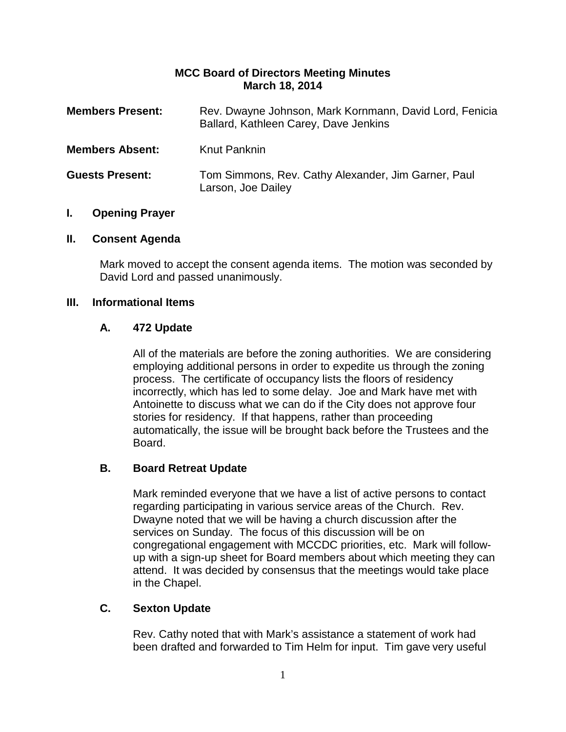# MCC Board of Directors Meeting Minutes
## March 18, 2014

**Members Present:** Rev. Dwayne Johnson, Mark Kornmann, David Lord, Fenicia Ballard, Kathleen Carey, Dave Jenkins

**Members Absent:** Knut Panknin

**Guests Present:** Tom Simmons, Rev. Cathy Alexander, Jim Garner, Paul Larson, Joe Dailey

## I. Opening Prayer

## II. Consent Agenda

Mark moved to accept the consent agenda items. The motion was seconded by David Lord and passed unanimously.

## III. Informational Items

### A. 472 Update

All of the materials are before the zoning authorities. We are considering employing additional persons in order to expedite us through the zoning process. The certificate of occupancy lists the floors of residency incorrectly, which has led to some delay. Joe and Mark have met with Antoinette to discuss what we can do if the City does not approve four stories for residency. If that happens, rather than proceeding automatically, the issue will be brought back before the Trustees and the Board.

### B. Board Retreat Update

Mark reminded everyone that we have a list of active persons to contact regarding participating in various service areas of the Church. Rev. Dwayne noted that we will be having a church discussion after the services on Sunday. The focus of this discussion will be on congregational engagement with MCCDC priorities, etc. Mark will follow-up with a sign-up sheet for Board members about which meeting they can attend. It was decided by consensus that the meetings would take place in the Chapel.

### C. Sexton Update

Rev. Cathy noted that with Mark's assistance a statement of work had been drafted and forwarded to Tim Helm for input. Tim gave very useful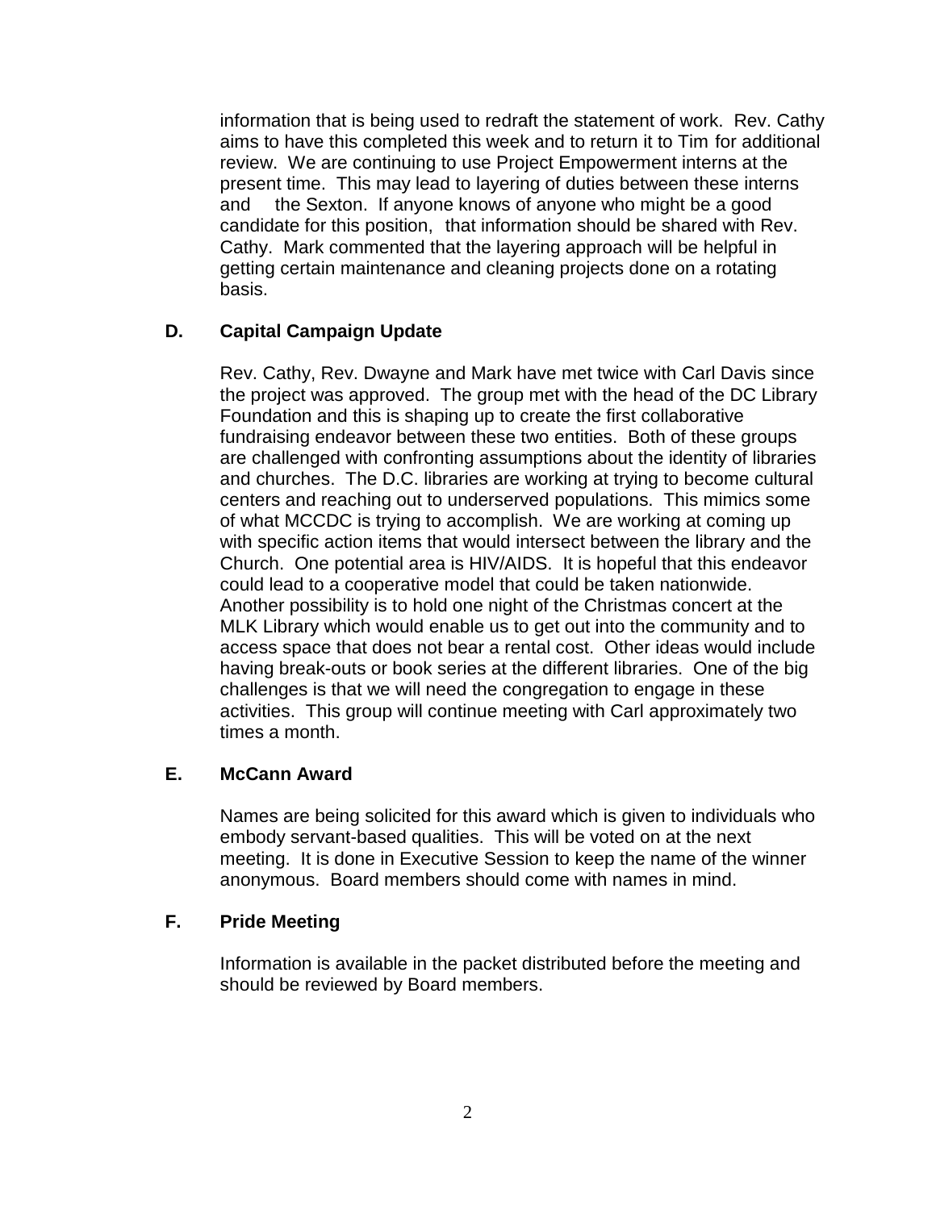information that is being used to redraft the statement of work. Rev. Cathy aims to have this completed this week and to return it to Tim for additional review. We are continuing to use Project Empowerment interns at the present time. This may lead to layering of duties between these interns and the Sexton. If anyone knows of anyone who might be a good candidate for this position, that information should be shared with Rev. Cathy. Mark commented that the layering approach will be helpful in getting certain maintenance and cleaning projects done on a rotating basis.

### D. Capital Campaign Update

Rev. Cathy, Rev. Dwayne and Mark have met twice with Carl Davis since the project was approved. The group met with the head of the DC Library Foundation and this is shaping up to create the first collaborative fundraising endeavor between these two entities. Both of these groups are challenged with confronting assumptions about the identity of libraries and churches. The D.C. libraries are working at trying to become cultural centers and reaching out to underserved populations. This mimics some of what MCCDC is trying to accomplish. We are working at coming up with specific action items that would intersect between the library and the Church. One potential area is HIV/AIDS. It is hopeful that this endeavor could lead to a cooperative model that could be taken nationwide. Another possibility is to hold one night of the Christmas concert at the MLK Library which would enable us to get out into the community and to access space that does not bear a rental cost. Other ideas would include having break-outs or book series at the different libraries. One of the big challenges is that we will need the congregation to engage in these activities. This group will continue meeting with Carl approximately two times a month.

### E. McCann Award

Names are being solicited for this award which is given to individuals who embody servant-based qualities. This will be voted on at the next meeting. It is done in Executive Session to keep the name of the winner anonymous. Board members should come with names in mind.

### F. Pride Meeting

Information is available in the packet distributed before the meeting and should be reviewed by Board members.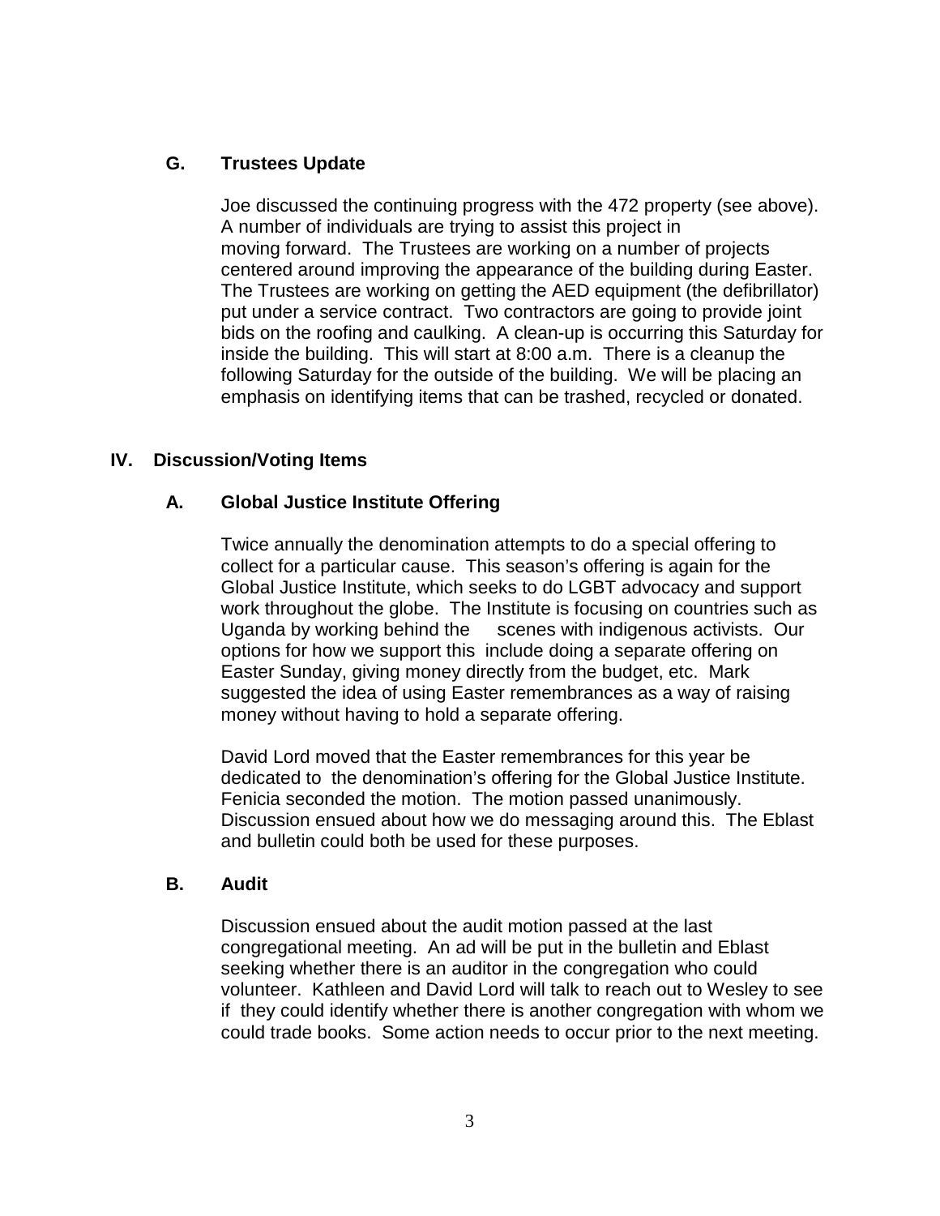### G. Trustees Update

Joe discussed the continuing progress with the 472 property (see above). A number of individuals are trying to assist this project in moving forward. The Trustees are working on a number of projects centered around improving the appearance of the building during Easter. The Trustees are working on getting the AED equipment (the defibrillator) put under a service contract. Two contractors are going to provide joint bids on the roofing and caulking. A clean-up is occurring this Saturday for inside the building. This will start at 8:00 a.m. There is a cleanup the following Saturday for the outside of the building. We will be placing an emphasis on identifying items that can be trashed, recycled or donated.

## IV. Discussion/Voting Items

### A. Global Justice Institute Offering

Twice annually the denomination attempts to do a special offering to collect for a particular cause. This season's offering is again for the Global Justice Institute, which seeks to do LGBT advocacy and support work throughout the globe. The Institute is focusing on countries such as Uganda by working behind the scenes with indigenous activists. Our options for how we support this include doing a separate offering on Easter Sunday, giving money directly from the budget, etc. Mark suggested the idea of using Easter remembrances as a way of raising money without having to hold a separate offering.

David Lord moved that the Easter remembrances for this year be dedicated to the denomination's offering for the Global Justice Institute. Fenicia seconded the motion. The motion passed unanimously. Discussion ensued about how we do messaging around this. The Eblast and bulletin could both be used for these purposes.

### B. Audit

Discussion ensued about the audit motion passed at the last congregational meeting. An ad will be put in the bulletin and Eblast seeking whether there is an auditor in the congregation who could volunteer. Kathleen and David Lord will talk to reach out to Wesley to see if they could identify whether there is another congregation with whom we could trade books. Some action needs to occur prior to the next meeting.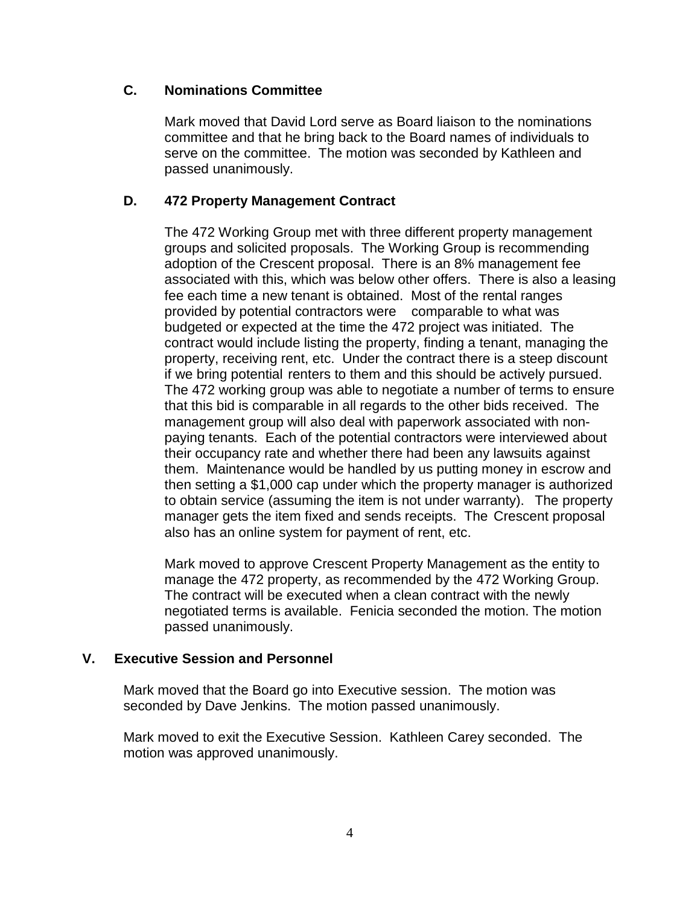### C. Nominations Committee

Mark moved that David Lord serve as Board liaison to the nominations committee and that he bring back to the Board names of individuals to serve on the committee. The motion was seconded by Kathleen and passed unanimously.

### D. 472 Property Management Contract

The 472 Working Group met with three different property management groups and solicited proposals. The Working Group is recommending adoption of the Crescent proposal. There is an 8% management fee associated with this, which was below other offers. There is also a leasing fee each time a new tenant is obtained. Most of the rental ranges provided by potential contractors were comparable to what was budgeted or expected at the time the 472 project was initiated. The contract would include listing the property, finding a tenant, managing the property, receiving rent, etc. Under the contract there is a steep discount if we bring potential renters to them and this should be actively pursued. The 472 working group was able to negotiate a number of terms to ensure that this bid is comparable in all regards to the other bids received. The management group will also deal with paperwork associated with non-paying tenants. Each of the potential contractors were interviewed about their occupancy rate and whether there had been any lawsuits against them. Maintenance would be handled by us putting money in escrow and then setting a $1,000 cap under which the property manager is authorized to obtain service (assuming the item is not under warranty). The property manager gets the item fixed and sends receipts. The Crescent proposal also has an online system for payment of rent, etc.

Mark moved to approve Crescent Property Management as the entity to manage the 472 property, as recommended by the 472 Working Group. The contract will be executed when a clean contract with the newly negotiated terms is available. Fenicia seconded the motion. The motion passed unanimously.

## V. Executive Session and Personnel

Mark moved that the Board go into Executive session. The motion was seconded by Dave Jenkins. The motion passed unanimously.

Mark moved to exit the Executive Session. Kathleen Carey seconded. The motion was approved unanimously.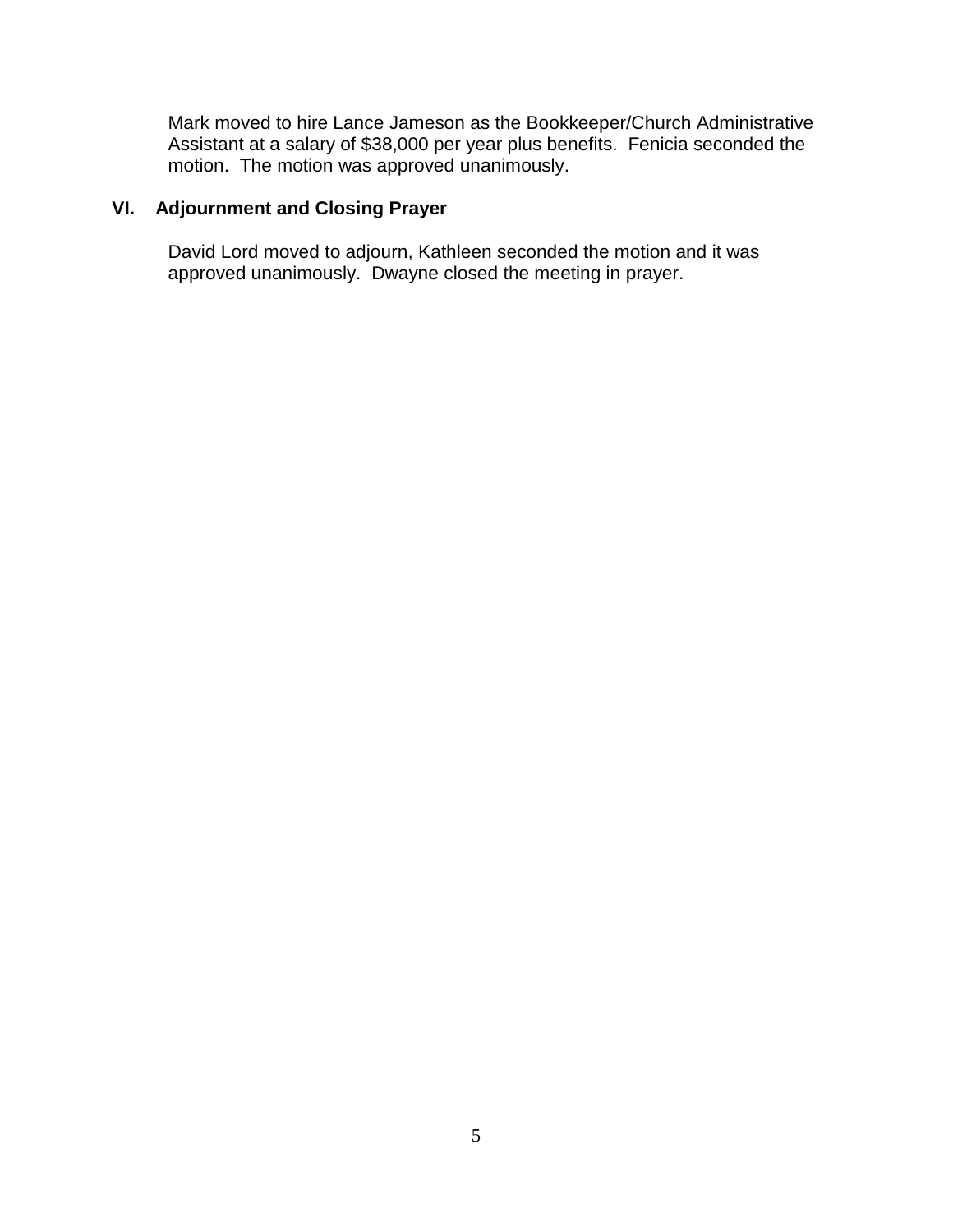Mark moved to hire Lance Jameson as the Bookkeeper/Church Administrative Assistant at a salary of $38,000 per year plus benefits. Fenicia seconded the motion. The motion was approved unanimously.

## VI. Adjournment and Closing Prayer

David Lord moved to adjourn, Kathleen seconded the motion and it was approved unanimously. Dwayne closed the meeting in prayer.